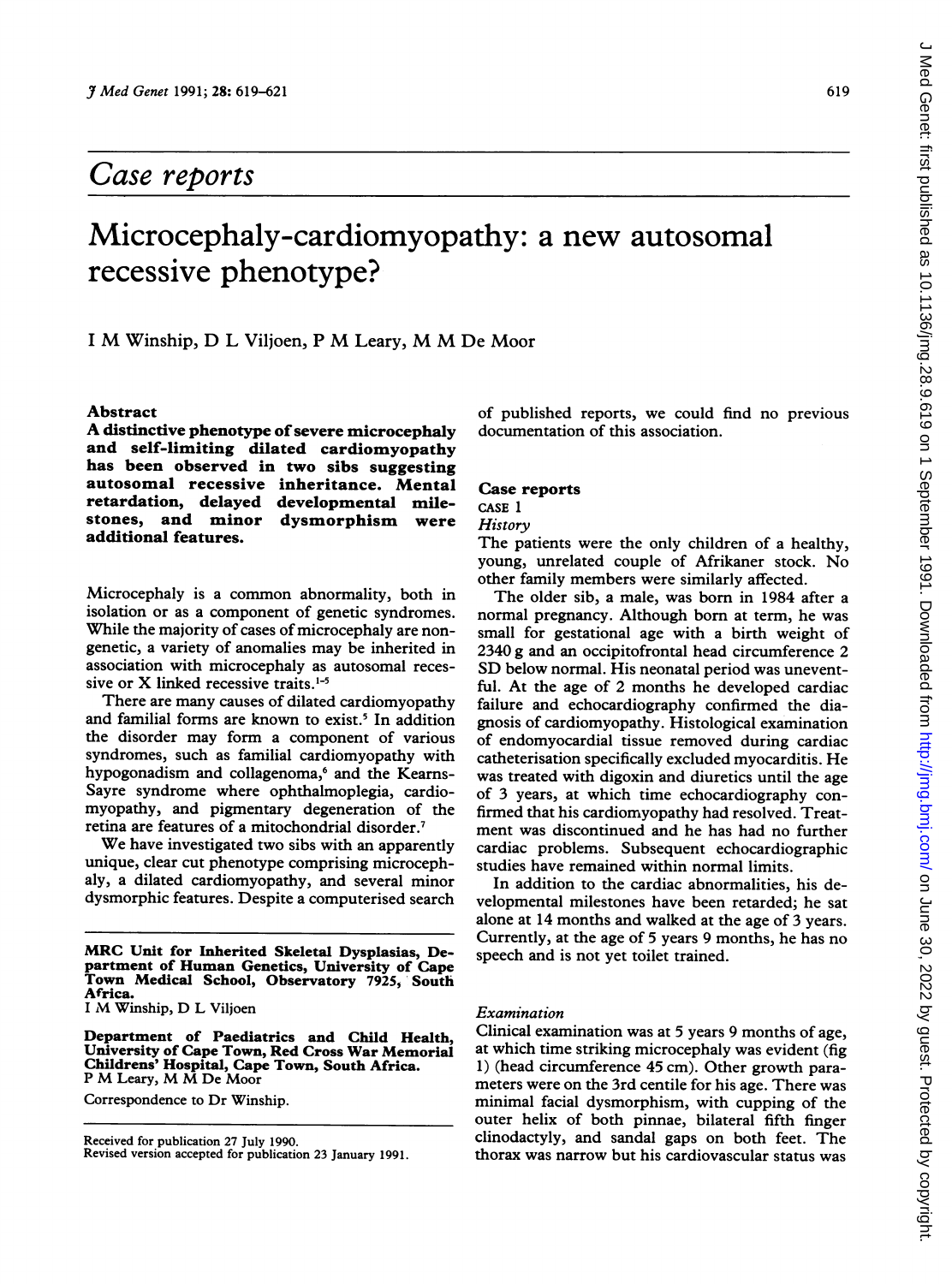## Case reports

# Microcephaly-cardiomyopathy: a new autosomal recessive phenotype?

I M Winship, D L Viljoen, P M Leary, M M De Moor

### Abstract

**A distinctive phenotype of severe microcephaly and self-limiting dilated cardiomyopathy has been observed in two sibs suggesting autosomal recessive inheritance. Mental retardation, delayed developmental milestones, and minor dysmorphism were additional features.**

Microcephaly is a common abnormality, both in isolation or as a component of genetic syndromes. While the majority of cases of microcephaly are nongenetic, a variety of anomalies may be inherited in association with microcephaly as autosomal recessive or X linked recessive traits.[1-5]

There are many causes of dilated cardiomyopathy and familial forms are known to exist.[5] In addition the disorder may form a component of various syndromes, such as familial cardiomyopathy with hypogonadism and collagenoma,[6] and the Kearns-Sayre syndrome where ophthalmoplegia, cardiomyopathy, and pigmentary degeneration of the retina are features of a mitochondrial disorder.[7]

We have investigated two sibs with an apparently unique, clear cut phenotype comprising microcephaly, a dilated cardiomyopathy, and several minor dysmorphic features. Despite a computerised search of published reports, we could find no previous documentation of this association.

**MRC Unit for Inherited Skeletal Dysplasias, Department of Human Genetics, University of Cape Town Medical School, Observatory 7925, South Africa.**
I M Winship, D L Viljoen

**Department of Paediatrics and Child Health, University of Cape Town, Red Cross War Memorial Childrens' Hospital, Cape Town, South Africa.**
P M Leary, M M De Moor

Correspondence to Dr Winship.

Received for publication 27 July 1990.
Revised version accepted for publication 23 January 1991.

## Case reports

### CASE 1

#### *History*

The patients were the only children of a healthy, young, unrelated couple of Afrikaner stock. No other family members were similarly affected.

The older sib, a male, was born in 1984 after a normal pregnancy. Although born at term, he was small for gestational age with a birth weight of 2340 g and an occipitofrontal head circumference 2 SD below normal. His neonatal period was uneventful. At the age of 2 months he developed cardiac failure and echocardiography confirmed the diagnosis of cardiomyopathy. Histological examination of endomyocardial tissue removed during cardiac catheterisation specifically excluded myocarditis. He was treated with digoxin and diuretics until the age of 3 years, at which time echocardiography confirmed that his cardiomyopathy had resolved. Treatment was discontinued and he has had no further cardiac problems. Subsequent echocardiographic studies have remained within normal limits.

In addition to the cardiac abnormalities, his developmental milestones have been retarded; he sat alone at 14 months and walked at the age of 3 years. Currently, at the age of 5 years 9 months, he has no speech and is not yet toilet trained.

#### *Examination*

Clinical examination was at 5 years 9 months of age, at which time striking microcephaly was evident (fig 1) (head circumference 45 cm). Other growth parameters were on the 3rd centile for his age. There was minimal facial dysmorphism, with cupping of the outer helix of both pinnae, bilateral fifth finger clinodactyly, and sandal gaps on both feet. The thorax was narrow but his cardiovascular status was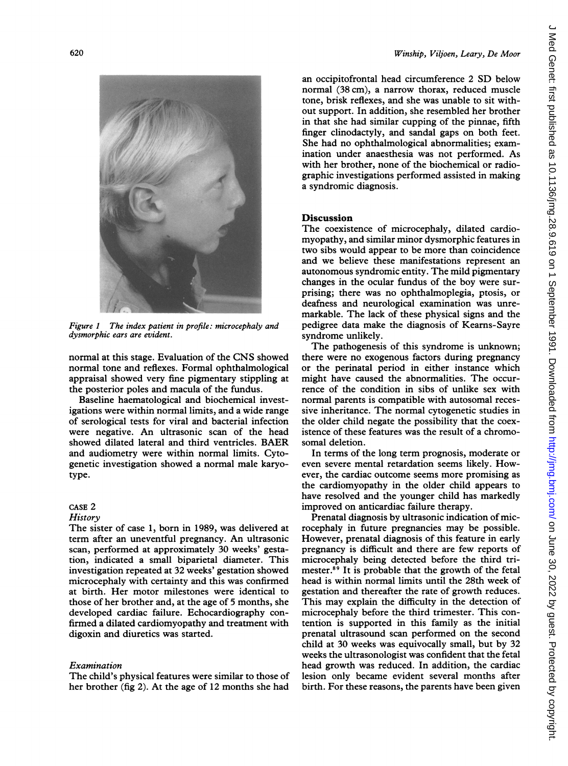Figure 1 The index patient in profile: microcephaly and dysmorphic ears are evident.

normal at this stage. Evaluation of the CNS showed normal tone and reflexes. Formal ophthalmological appraisal showed very fine pigmentary stippling at the posterior poles and macula of the fundus.

Baseline haematological and biochemical investigations were within normal limits, and a wide range of serological tests for viral and bacterial infection were negative. An ultrasonic scan of the head showed dilated lateral and third ventricles. BAER and audiometry were within normal limits. Cytogenetic investigation showed a normal male karyotype.

### CASE 2

#### *History*

The sister of case 1, born in 1989, was delivered at term after an uneventful pregnancy. An ultrasonic scan, performed at approximately 30 weeks' gestation, indicated a small biparietal diameter. This investigation repeated at 32 weeks' gestation showed microcephaly with certainty and this was confirmed at birth. Her motor milestones were identical to those of her brother and, at the age of 5 months, she developed cardiac failure. Echocardiography confirmed a dilated cardiomyopathy and treatment with digoxin and diuretics was started.

#### *Examination*

The child's physical features were similar to those of her brother (fig 2). At the age of 12 months she had an occipitofrontal head circumference 2 SD below normal (38 cm), a narrow thorax, reduced muscle tone, brisk reflexes, and she was unable to sit without support. In addition, she resembled her brother in that she had similar cupping of the pinnae, fifth finger clinodactyly, and sandal gaps on both feet. She had no ophthalmological abnormalities; examination under anaesthesia was not performed. As with her brother, none of the biochemical or radiographic investigations performed assisted in making a syndromic diagnosis.

## Discussion

The coexistence of microcephaly, dilated cardiomyopathy, and similar minor dysmorphic features in two sibs would appear to be more than coincidence and we believe these manifestations represent an autonomous syndromic entity. The mild pigmentary changes in the ocular fundus of the boy were surprising; there was no ophthalmoplegia, ptosis, or deafness and neurological examination was unremarkable. The lack of these physical signs and the pedigree data make the diagnosis of Kearns-Sayre syndrome unlikely.

The pathogenesis of this syndrome is unknown; there were no exogenous factors during pregnancy or the perinatal period in either instance which might have caused the abnormalities. The occurrence of the condition in sibs of unlike sex with normal parents is compatible with autosomal recessive inheritance. The normal cytogenetic studies in the older child negate the possibility that the coexistence of these features was the result of a chromosomal deletion.

In terms of the long term prognosis, moderate or even severe mental retardation seems likely. However, the cardiac outcome seems more promising as the cardiomyopathy in the older child appears to have resolved and the younger child has markedly improved on anticardiac failure therapy.

Prenatal diagnosis by ultrasonic indication of microcephaly in future pregnancies may be possible. However, prenatal diagnosis of this feature in early pregnancy is difficult and there are few reports of microcephaly being detected before the third trimester.[8,9] It is probable that the growth of the fetal head is within normal limits until the 28th week of gestation and thereafter the rate of growth reduces. This may explain the difficulty in the detection of microcephaly before the third trimester. This contention is supported in this family as the initial prenatal ultrasound scan performed on the second child at 30 weeks was equivocally small, but by 32 weeks the ultrasonologist was confident that the fetal head growth was reduced. In addition, the cardiac lesion only became evident several months after birth. For these reasons, the parents have been given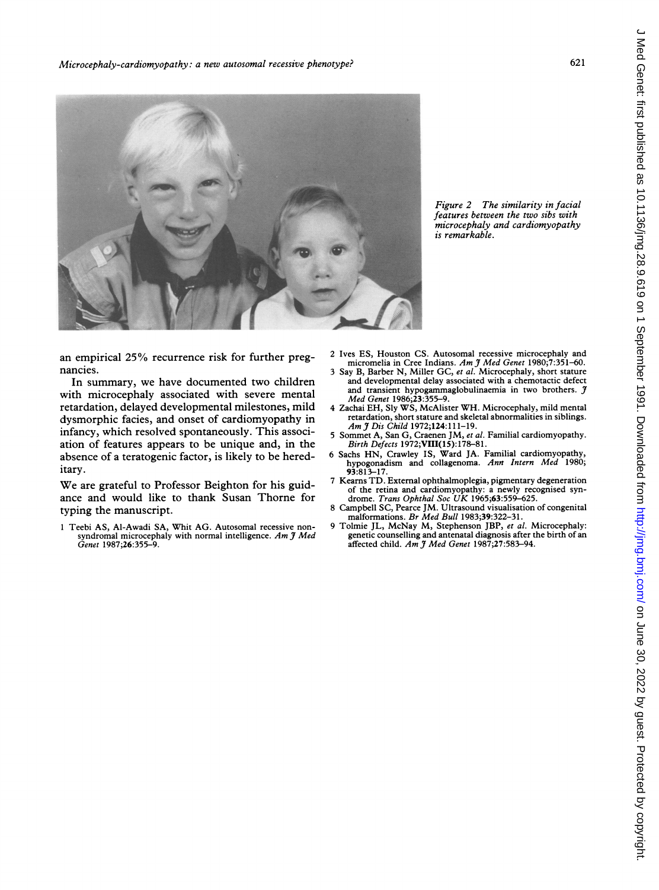Figure 2 *The similarity in facial features between the two sibs with microcephaly and cardiomyopathy is remarkable.*

an empirical 25% recurrence risk for further pregnancies.

In summary, we have documented two children with microcephaly associated with severe mental retardation, delayed developmental milestones, mild dysmorphic facies, and onset of cardiomyopathy in infancy, which resolved spontaneously. This association of features appears to be unique and, in the absence of a teratogenic factor, is likely to be hereditary.

We are grateful to Professor Beighton for his guidance and would like to thank Susan Thorne for typing the manuscript.

1 Teebi AS, Al-Awadi SA, Whit AG. Autosomal recessive non-syndromal microcephaly with normal intelligence. *Am J Med Genet* 1987;**26**:355–9.
2 Ives ES, Houston CS. Autosomal recessive microcephaly and micromelia in Cree Indians. *Am J Med Genet* 1980;7:351–60.
3 Say B, Barber N, Miller GC, *et al.* Microcephaly, short stature and developmental delay associated with a chemotactic defect and transient hypogammaglobulinaemia in two brothers. *J Med Genet* 1986;**23**:355–9.
4 Zachai EH, Sly WS, McAlister WH. Microcephaly, mild mental retardation, short stature and skeletal abnormalities in siblings. *Am J Dis Child* 1972;**124**:111–19.
5 Sommet A, San G, Craenen JM, *et al.* Familial cardiomyopathy. *Birth Defects* 1972;**VIII(15)**:178–81.
6 Sachs HN, Crawley IS, Ward JA. Familial cardiomyopathy, hypogonadism and collagenoma. *Ann Intern Med* 1980; **93**:813–17.
7 Kearns TD. External ophthalmoplegia, pigmentary degeneration of the retina and cardiomyopathy: a newly recognised syndrome. *Trans Ophthal Soc UK* 1965;**63**:559–625.
8 Campbell SC, Pearce JM. Ultrasound visualisation of congenital malformations. *Br Med Bull* 1983;**39**:322–31.
9 Tolmie JL, McNay M, Stephenson JBP, *et al.* Microcephaly: genetic counselling and antenatal diagnosis after the birth of an affected child. *Am J Med Genet* 1987;**27**:583–94.